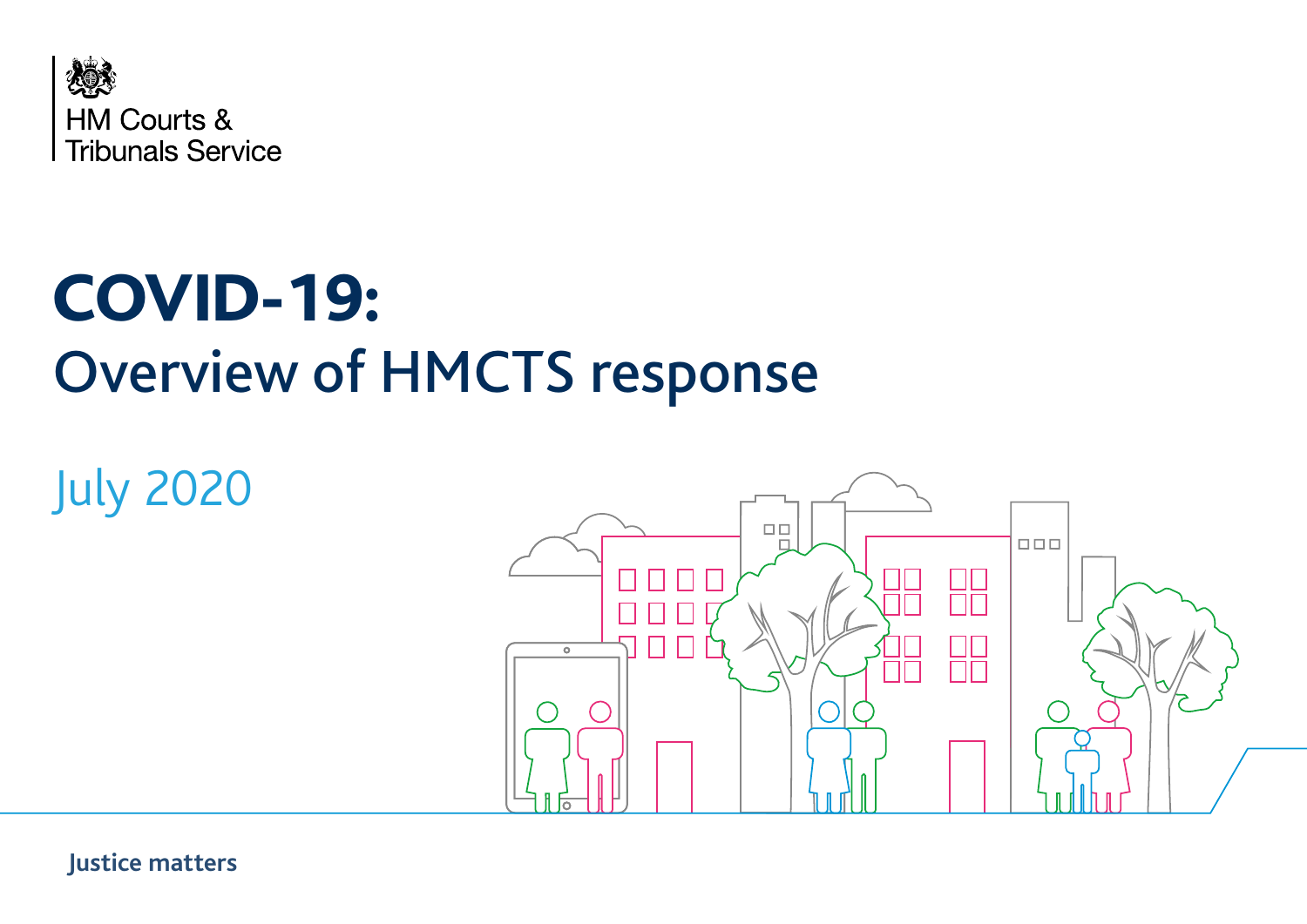HM Courts &
Tribunals Service

# COVID-19:
## Overview of HMCTS response

July 2020

Justice matters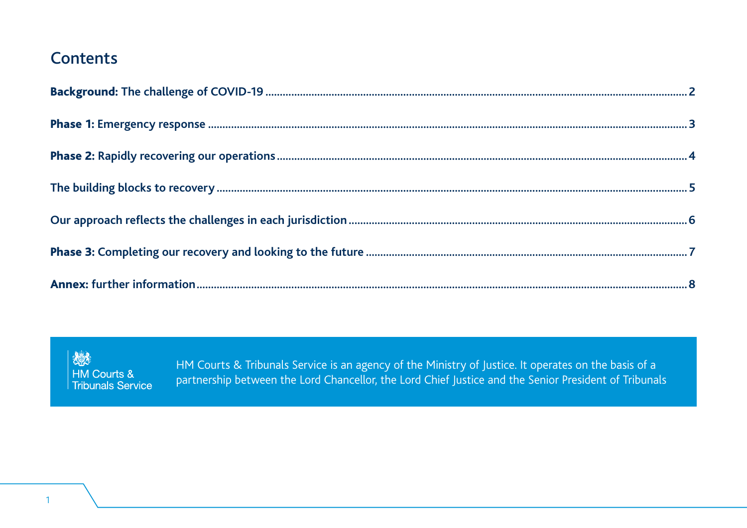# Contents

**Background:** The challenge of COVID-19 .......... 2

**Phase 1:** Emergency response .......... 3

**Phase 2:** Rapidly recovering our operations .......... 4

The building blocks to recovery .......... 5

Our approach reflects the challenges in each jurisdiction .......... 6

**Phase 3:** Completing our recovery and looking to the future .......... 7

**Annex:** further information .......... 8

HM Courts & Tribunals Service

HM Courts & Tribunals Service is an agency of the Ministry of Justice. It operates on the basis of a partnership between the Lord Chancellor, the Lord Chief Justice and the Senior President of Tribunals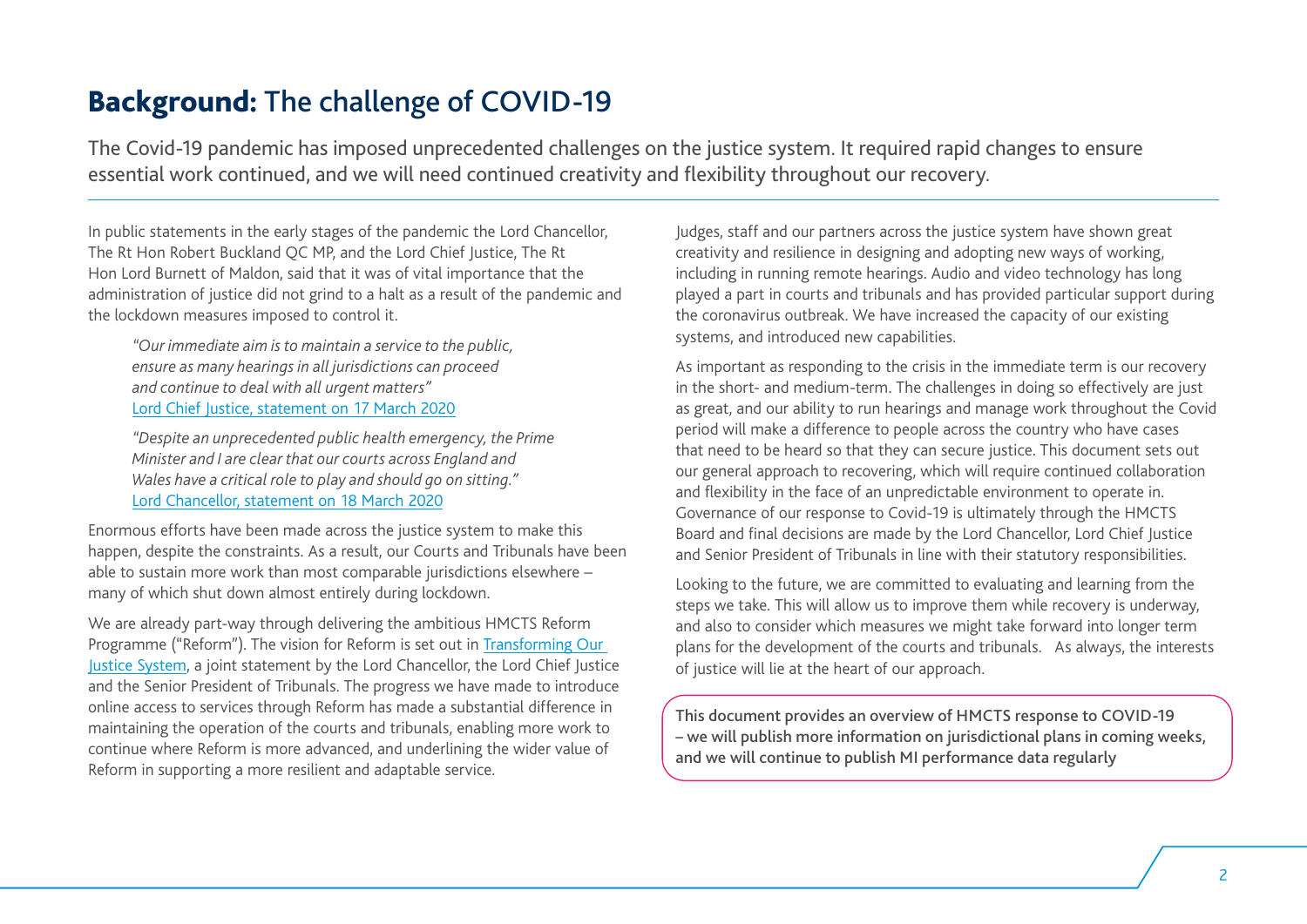# **Background:** The challenge of COVID-19

The Covid-19 pandemic has imposed unprecedented challenges on the justice system. It required rapid changes to ensure essential work continued, and we will need continued creativity and flexibility throughout our recovery.

In public statements in the early stages of the pandemic the Lord Chancellor, The Rt Hon Robert Buckland QC MP, and the Lord Chief Justice, The Rt Hon Lord Burnett of Maldon, said that it was of vital importance that the administration of justice did not grind to a halt as a result of the pandemic and the lockdown measures imposed to control it.

> *"Our immediate aim is to maintain a service to the public, ensure as many hearings in all jurisdictions can proceed and continue to deal with all urgent matters"*
> Lord Chief Justice, statement on 17 March 2020

> *"Despite an unprecedented public health emergency, the Prime Minister and I are clear that our courts across England and Wales have a critical role to play and should go on sitting."*
> Lord Chancellor, statement on 18 March 2020

Enormous efforts have been made across the justice system to make this happen, despite the constraints. As a result, our Courts and Tribunals have been able to sustain more work than most comparable jurisdictions elsewhere – many of which shut down almost entirely during lockdown.

We are already part-way through delivering the ambitious HMCTS Reform Programme ("Reform"). The vision for Reform is set out in Transforming Our Justice System, a joint statement by the Lord Chancellor, the Lord Chief Justice and the Senior President of Tribunals. The progress we have made to introduce online access to services through Reform has made a substantial difference in maintaining the operation of the courts and tribunals, enabling more work to continue where Reform is more advanced, and underlining the wider value of Reform in supporting a more resilient and adaptable service.

Judges, staff and our partners across the justice system have shown great creativity and resilience in designing and adopting new ways of working, including in running remote hearings. Audio and video technology has long played a part in courts and tribunals and has provided particular support during the coronavirus outbreak. We have increased the capacity of our existing systems, and introduced new capabilities.

As important as responding to the crisis in the immediate term is our recovery in the short- and medium-term. The challenges in doing so effectively are just as great, and our ability to run hearings and manage work throughout the Covid period will make a difference to people across the country who have cases that need to be heard so that they can secure justice. This document sets out our general approach to recovering, which will require continued collaboration and flexibility in the face of an unpredictable environment to operate in. Governance of our response to Covid-19 is ultimately through the HMCTS Board and final decisions are made by the Lord Chancellor, Lord Chief Justice and Senior President of Tribunals in line with their statutory responsibilities.

Looking to the future, we are committed to evaluating and learning from the steps we take. This will allow us to improve them while recovery is underway, and also to consider which measures we might take forward into longer term plans for the development of the courts and tribunals. As always, the interests of justice will lie at the heart of our approach.

This document provides an overview of HMCTS response to COVID-19 – we will publish more information on jurisdictional plans in coming weeks, and we will continue to publish MI performance data regularly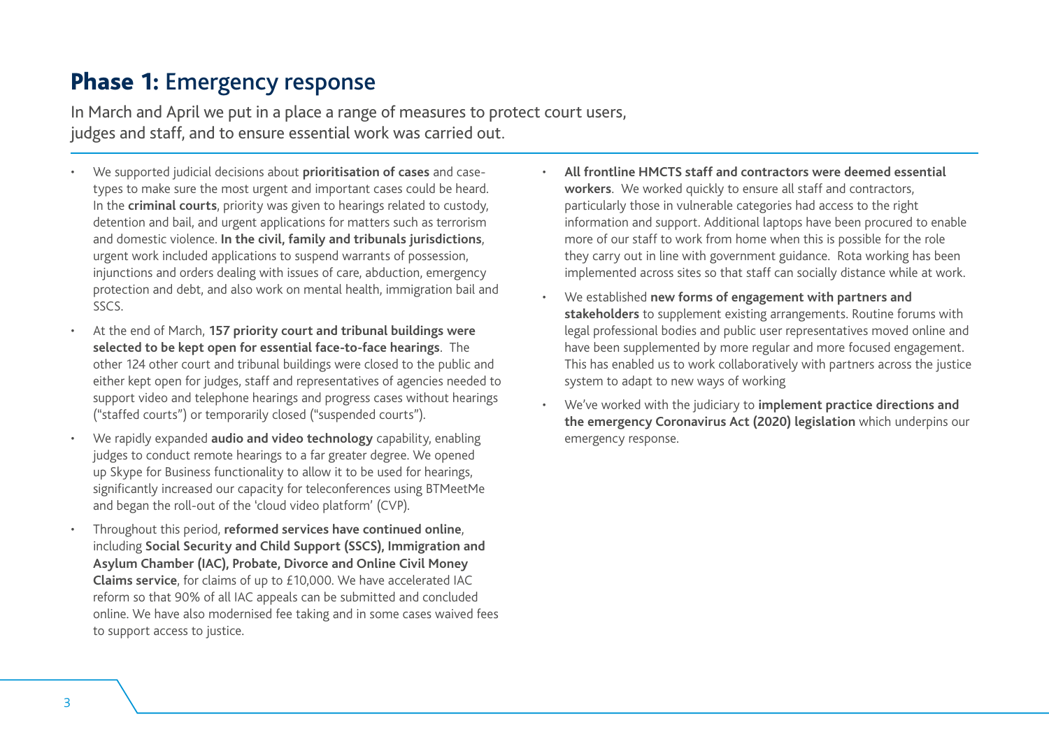# **Phase 1:** Emergency response

In March and April we put in a place a range of measures to protect court users, judges and staff, and to ensure essential work was carried out.

- We supported judicial decisions about **prioritisation of cases** and case-types to make sure the most urgent and important cases could be heard. In the **criminal courts**, priority was given to hearings related to custody, detention and bail, and urgent applications for matters such as terrorism and domestic violence. **In the civil, family and tribunals jurisdictions**, urgent work included applications to suspend warrants of possession, injunctions and orders dealing with issues of care, abduction, emergency protection and debt, and also work on mental health, immigration bail and SSCS.
- At the end of March, **157 priority court and tribunal buildings were selected to be kept open for essential face-to-face hearings**. The other 124 other court and tribunal buildings were closed to the public and either kept open for judges, staff and representatives of agencies needed to support video and telephone hearings and progress cases without hearings ("staffed courts") or temporarily closed ("suspended courts").
- We rapidly expanded **audio and video technology** capability, enabling judges to conduct remote hearings to a far greater degree. We opened up Skype for Business functionality to allow it to be used for hearings, significantly increased our capacity for teleconferences using BTMeetMe and began the roll-out of the 'cloud video platform' (CVP).
- Throughout this period, **reformed services have continued online**, including **Social Security and Child Support (SSCS), Immigration and Asylum Chamber (IAC), Probate, Divorce and Online Civil Money Claims service**, for claims of up to £10,000. We have accelerated IAC reform so that 90% of all IAC appeals can be submitted and concluded online. We have also modernised fee taking and in some cases waived fees to support access to justice.
- **All frontline HMCTS staff and contractors were deemed essential workers**. We worked quickly to ensure all staff and contractors, particularly those in vulnerable categories had access to the right information and support. Additional laptops have been procured to enable more of our staff to work from home when this is possible for the role they carry out in line with government guidance. Rota working has been implemented across sites so that staff can socially distance while at work.
- We established **new forms of engagement with partners and stakeholders** to supplement existing arrangements. Routine forums with legal professional bodies and public user representatives moved online and have been supplemented by more regular and more focused engagement. This has enabled us to work collaboratively with partners across the justice system to adapt to new ways of working
- We've worked with the judiciary to **implement practice directions and the emergency Coronavirus Act (2020) legislation** which underpins our emergency response.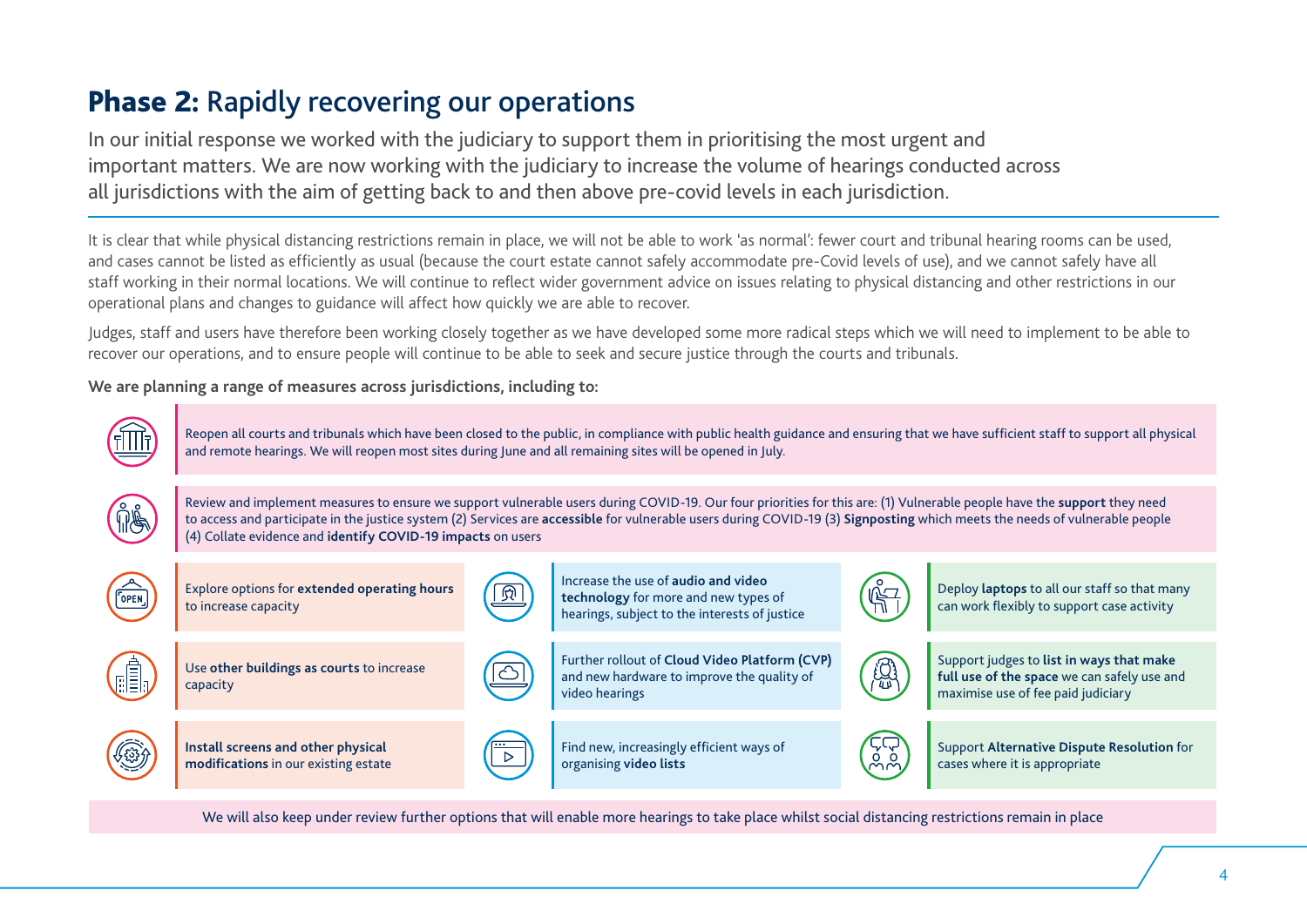# **Phase 2:** Rapidly recovering our operations

In our initial response we worked with the judiciary to support them in prioritising the most urgent and important matters. We are now working with the judiciary to increase the volume of hearings conducted across all jurisdictions with the aim of getting back to and then above pre-covid levels in each jurisdiction.

It is clear that while physical distancing restrictions remain in place, we will not be able to work 'as normal': fewer court and tribunal hearing rooms can be used, and cases cannot be listed as efficiently as usual (because the court estate cannot safely accommodate pre-Covid levels of use), and we cannot safely have all staff working in their normal locations. We will continue to reflect wider government advice on issues relating to physical distancing and other restrictions in our operational plans and changes to guidance will affect how quickly we are able to recover.

Judges, staff and users have therefore been working closely together as we have developed some more radical steps which we will need to implement to be able to recover our operations, and to ensure people will continue to be able to seek and secure justice through the courts and tribunals.

**We are planning a range of measures across jurisdictions, including to:**

- Reopen all courts and tribunals which have been closed to the public, in compliance with public health guidance and ensuring that we have sufficient staff to support all physical and remote hearings. We will reopen most sites during June and all remaining sites will be opened in July.
- Review and implement measures to ensure we support vulnerable users during COVID-19. Our four priorities for this are: (1) Vulnerable people have the **support** they need to access and participate in the justice system (2) Services are **accessible** for vulnerable users during COVID-19 (3) **Signposting** which meets the needs of vulnerable people (4) Collate evidence and **identify COVID-19 impacts** on users
- Explore options for **extended operating hours** to increase capacity
- Use **other buildings as courts** to increase capacity
- **Install screens and other physical modifications** in our existing estate
- Increase the use of **audio and video technology** for more and new types of hearings, subject to the interests of justice
- Further rollout of **Cloud Video Platform (CVP)** and new hardware to improve the quality of video hearings
- Find new, increasingly efficient ways of organising **video lists**
- Deploy **laptops** to all our staff so that many can work flexibly to support case activity
- Support judges to **list in ways that make full use of the space** we can safely use and maximise use of fee paid judiciary
- Support **Alternative Dispute Resolution** for cases where it is appropriate

We will also keep under review further options that will enable more hearings to take place whilst social distancing restrictions remain in place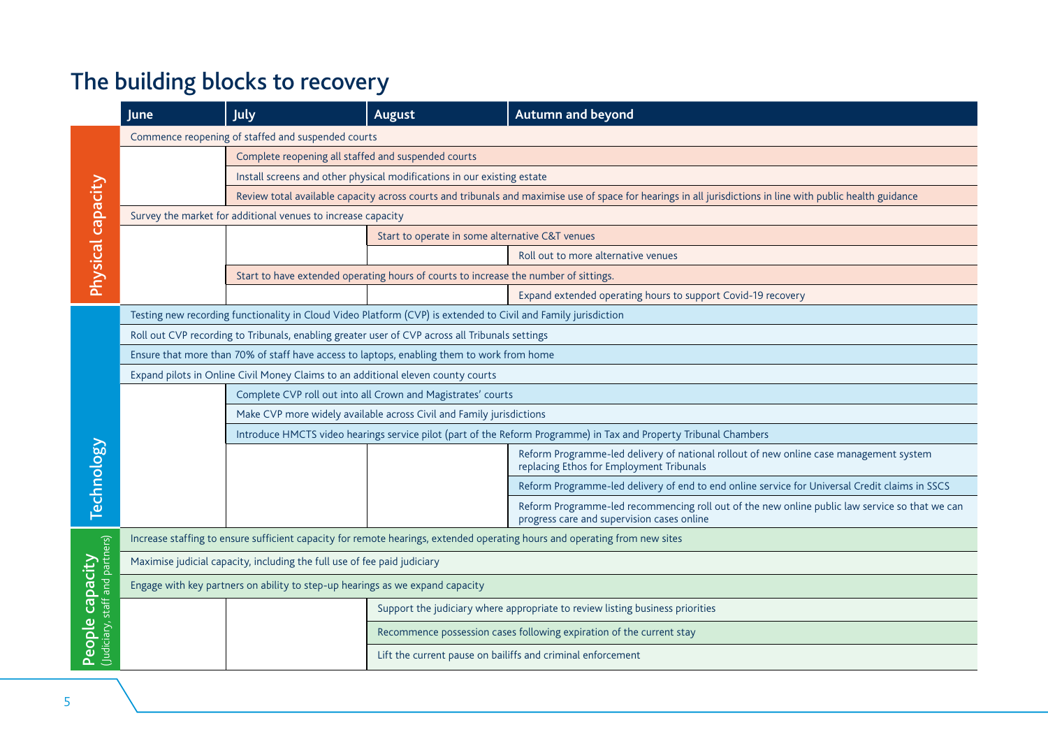# The building blocks to recovery

| | June | July | August | Autumn and beyond |
|---|---|---|---|---|
| **Physical capacity** | Commence reopening of staffed and suspended courts | | | |
| | | Complete reopening all staffed and suspended courts | | |
| | | Install screens and other physical modifications in our existing estate | | |
| | | Review total available capacity across courts and tribunals and maximise use of space for hearings in all jurisdictions in line with public health guidance | | |
| | Survey the market for additional venues to increase capacity | | | |
| | | | Start to operate in some alternative C&T venues | |
| | | | | Roll out to more alternative venues |
| | | Start to have extended operating hours of courts to increase the number of sittings. | | |
| | | | | Expand extended operating hours to support Covid-19 recovery |
| **Technology** | Testing new recording functionality in Cloud Video Platform (CVP) is extended to Civil and Family jurisdiction | | | |
| | Roll out CVP recording to Tribunals, enabling greater user of CVP across all Tribunals settings | | | |
| | Ensure that more than 70% of staff have access to laptops, enabling them to work from home | | | |
| | Expand pilots in Online Civil Money Claims to an additional eleven county courts | | | |
| | | Complete CVP roll out into all Crown and Magistrates' courts | | |
| | | Make CVP more widely available across Civil and Family jurisdictions | | |
| | | Introduce HMCTS video hearings service pilot (part of the Reform Programme) in Tax and Property Tribunal Chambers | | |
| | | | | Reform Programme-led delivery of national rollout of new online case management system replacing Ethos for Employment Tribunals |
| | | | | Reform Programme-led delivery of end to end online service for Universal Credit claims in SSCS |
| | | | | Reform Programme-led recommencing roll out of the new online public law service so that we can progress care and supervision cases online |
| **People capacity** (Judiciary, staff and partners) | Increase staffing to ensure sufficient capacity for remote hearings, extended operating hours and operating from new sites | | | |
| | Maximise judicial capacity, including the full use of fee paid judiciary | | | |
| | Engage with key partners on ability to step-up hearings as we expand capacity | | | |
| | | | Support the judiciary where appropriate to review listing business priorities | |
| | | | Recommence possession cases following expiration of the current stay | |
| | | | Lift the current pause on bailiffs and criminal enforcement | |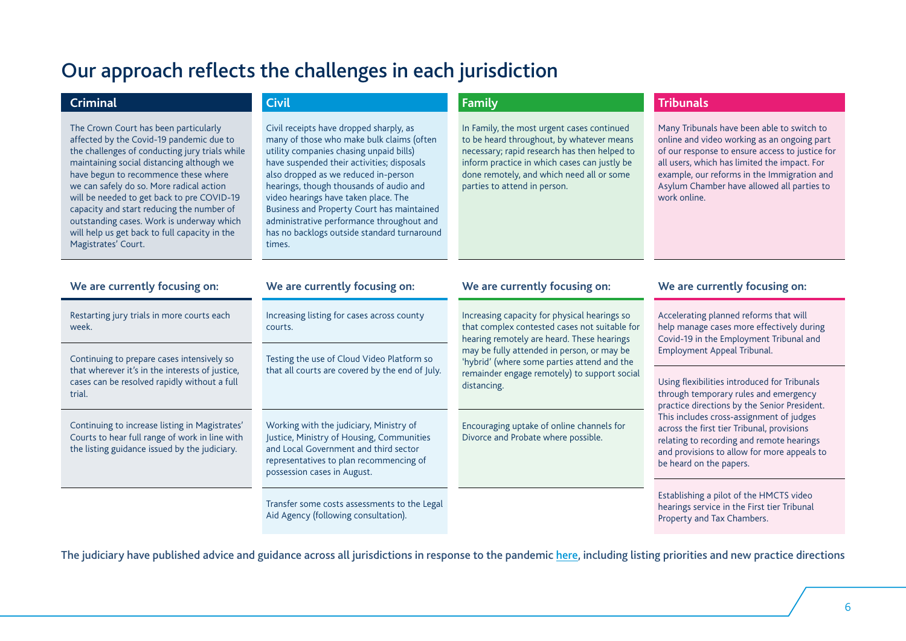# Our approach reflects the challenges in each jurisdiction

## Criminal

The Crown Court has been particularly affected by the Covid-19 pandemic due to the challenges of conducting jury trials while maintaining social distancing although we have begun to recommence these where we can safely do so. More radical action will be needed to get back to pre COVID-19 capacity and start reducing the number of outstanding cases. Work is underway which will help us get back to full capacity in the Magistrates' Court.

### We are currently focusing on:

- Restarting jury trials in more courts each week.
- Continuing to prepare cases intensively so that wherever it's in the interests of justice, cases can be resolved rapidly without a full trial.
- Continuing to increase listing in Magistrates' Courts to hear full range of work in line with the listing guidance issued by the judiciary.

## Civil

Civil receipts have dropped sharply, as many of those who make bulk claims (often utility companies chasing unpaid bills) have suspended their activities; disposals also dropped as we reduced in-person hearings, though thousands of audio and video hearings have taken place. The Business and Property Court has maintained administrative performance throughout and has no backlogs outside standard turnaround times.

### We are currently focusing on:

- Increasing listing for cases across county courts.
- Testing the use of Cloud Video Platform so that all courts are covered by the end of July.
- Working with the judiciary, Ministry of Justice, Ministry of Housing, Communities and Local Government and third sector representatives to plan recommencing of possession cases in August.
- Transfer some costs assessments to the Legal Aid Agency (following consultation).

## Family

In Family, the most urgent cases continued to be heard throughout, by whatever means necessary; rapid research has then helped to inform practice in which cases can justly be done remotely, and which need all or some parties to attend in person.

### We are currently focusing on:

- Increasing capacity for physical hearings so that complex contested cases not suitable for hearing remotely are heard. These hearings may be fully attended in person, or may be 'hybrid' (where some parties attend and the remainder engage remotely) to support social distancing.
- Encouraging uptake of online channels for Divorce and Probate where possible.

## Tribunals

Many Tribunals have been able to switch to online and video working as an ongoing part of our response to ensure access to justice for all users, which has limited the impact. For example, our reforms in the Immigration and Asylum Chamber have allowed all parties to work online.

### We are currently focusing on:

- Accelerating planned reforms that will help manage cases more effectively during Covid-19 in the Employment Tribunal and Employment Appeal Tribunal.
- Using flexibilities introduced for Tribunals through temporary rules and emergency practice directions by the Senior President. This includes cross-assignment of judges across the first tier Tribunal, provisions relating to recording and remote hearings and provisions to allow for more appeals to be heard on the papers.
- Establishing a pilot of the HMCTS video hearings service in the First tier Tribunal Property and Tax Chambers.

**The judiciary have published advice and guidance across all jurisdictions in response to the pandemic here, including listing priorities and new practice directions**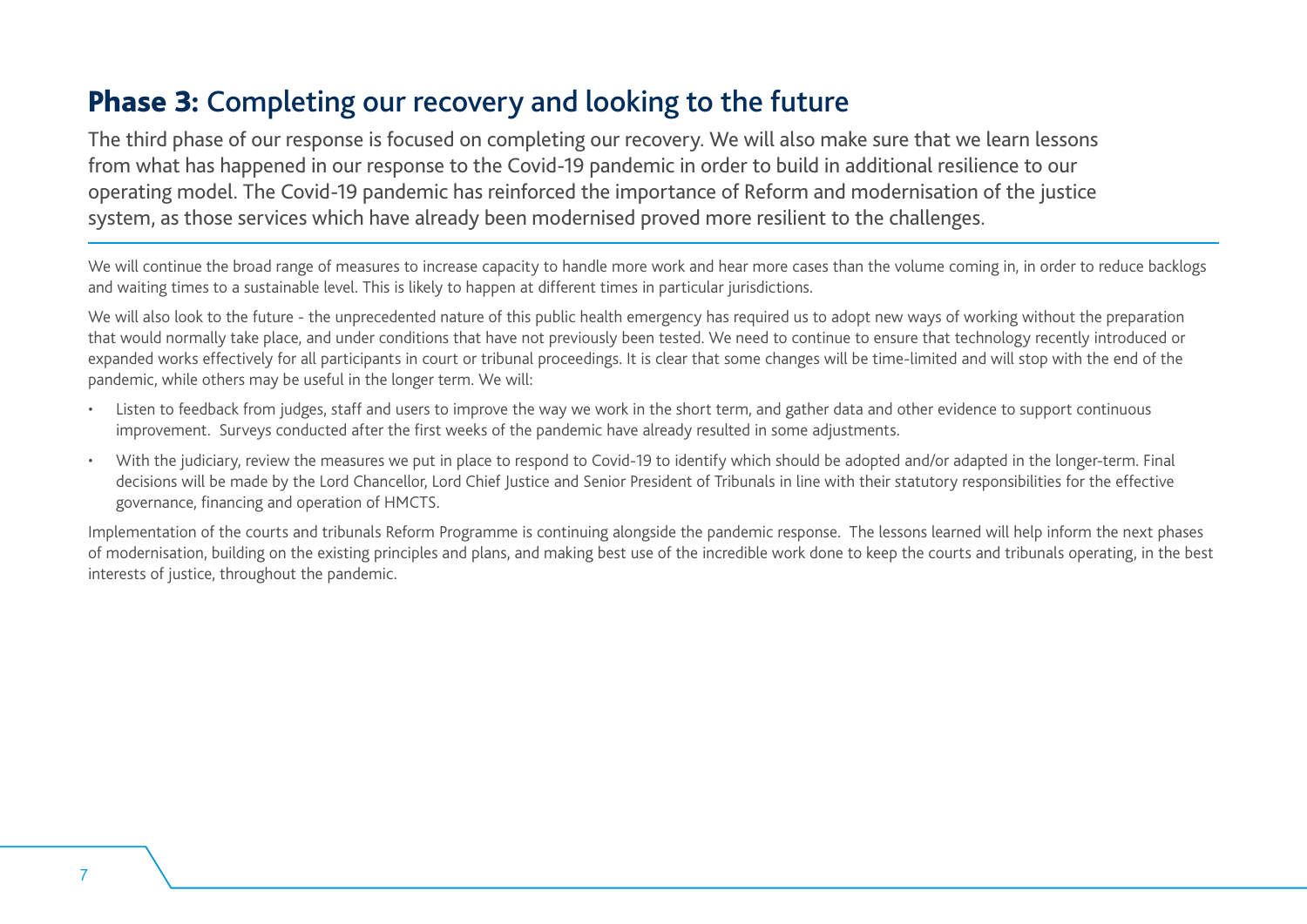# **Phase 3:** Completing our recovery and looking to the future

The third phase of our response is focused on completing our recovery. We will also make sure that we learn lessons from what has happened in our response to the Covid-19 pandemic in order to build in additional resilience to our operating model. The Covid-19 pandemic has reinforced the importance of Reform and modernisation of the justice system, as those services which have already been modernised proved more resilient to the challenges.

We will continue the broad range of measures to increase capacity to handle more work and hear more cases than the volume coming in, in order to reduce backlogs and waiting times to a sustainable level. This is likely to happen at different times in particular jurisdictions.

We will also look to the future - the unprecedented nature of this public health emergency has required us to adopt new ways of working without the preparation that would normally take place, and under conditions that have not previously been tested. We need to continue to ensure that technology recently introduced or expanded works effectively for all participants in court or tribunal proceedings. It is clear that some changes will be time-limited and will stop with the end of the pandemic, while others may be useful in the longer term. We will:

- Listen to feedback from judges, staff and users to improve the way we work in the short term, and gather data and other evidence to support continuous improvement. Surveys conducted after the first weeks of the pandemic have already resulted in some adjustments.
- With the judiciary, review the measures we put in place to respond to Covid-19 to identify which should be adopted and/or adapted in the longer-term. Final decisions will be made by the Lord Chancellor, Lord Chief Justice and Senior President of Tribunals in line with their statutory responsibilities for the effective governance, financing and operation of HMCTS.

Implementation of the courts and tribunals Reform Programme is continuing alongside the pandemic response. The lessons learned will help inform the next phases of modernisation, building on the existing principles and plans, and making best use of the incredible work done to keep the courts and tribunals operating, in the best interests of justice, throughout the pandemic.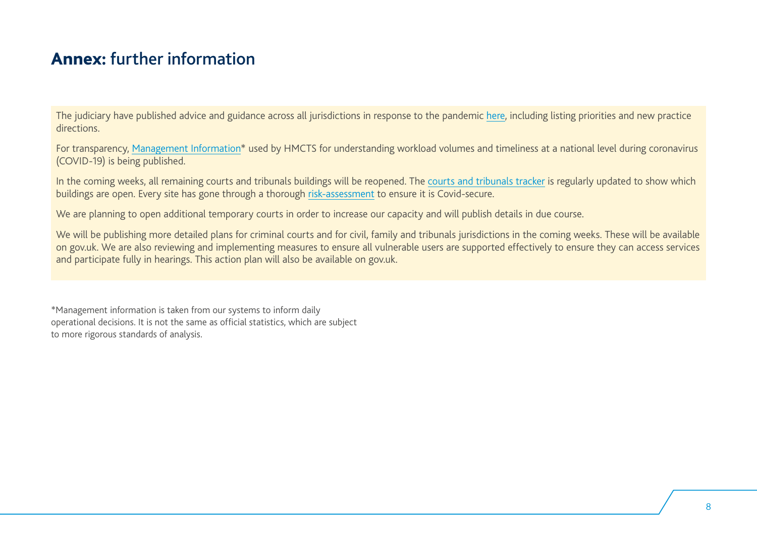# **Annex:** further information

The judiciary have published advice and guidance across all jurisdictions in response to the pandemic here, including listing priorities and new practice directions.

For transparency, Management Information* used by HMCTS for understanding workload volumes and timeliness at a national level during coronavirus (COVID-19) is being published.

In the coming weeks, all remaining courts and tribunals buildings will be reopened. The courts and tribunals tracker is regularly updated to show which buildings are open. Every site has gone through a thorough risk-assessment to ensure it is Covid-secure.

We are planning to open additional temporary courts in order to increase our capacity and will publish details in due course.

We will be publishing more detailed plans for criminal courts and for civil, family and tribunals jurisdictions in the coming weeks. These will be available on gov.uk. We are also reviewing and implementing measures to ensure all vulnerable users are supported effectively to ensure they can access services and participate fully in hearings. This action plan will also be available on gov.uk.

*Management information is taken from our systems to inform daily operational decisions. It is not the same as official statistics, which are subject to more rigorous standards of analysis.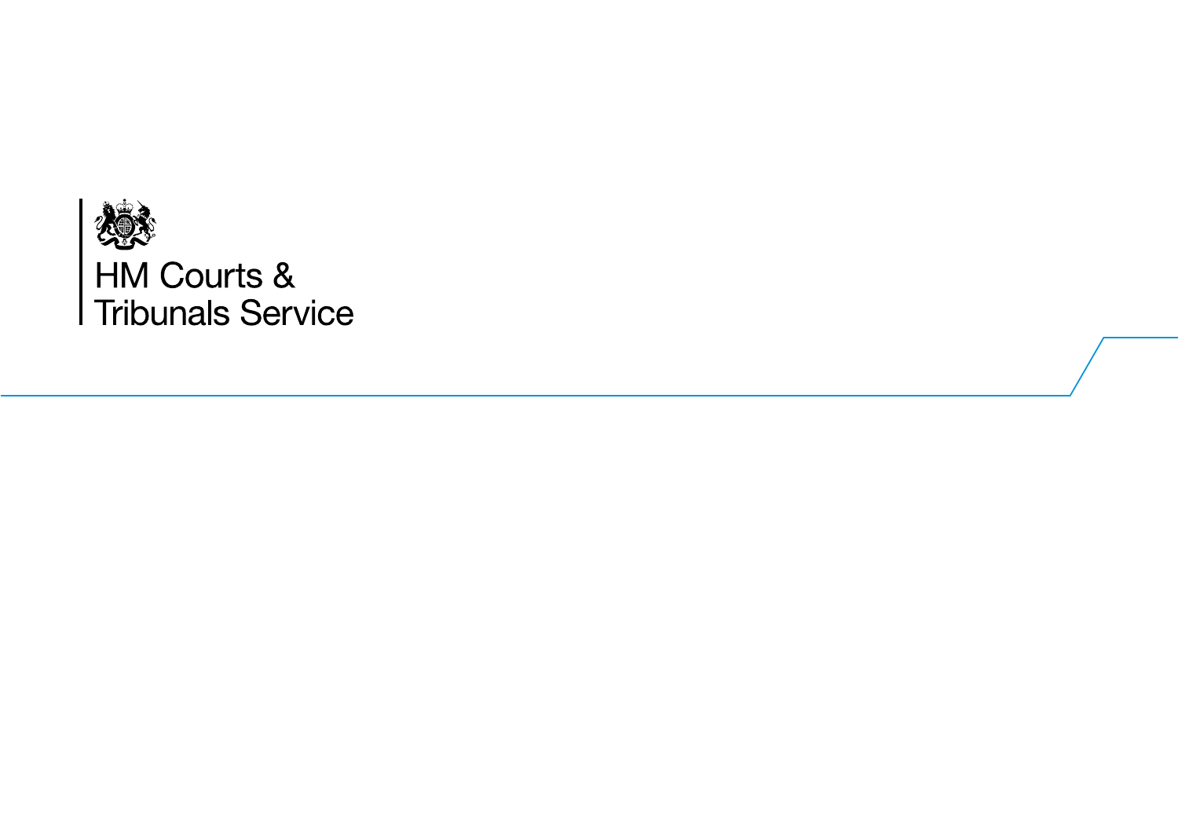HM Courts &
Tribunals Service